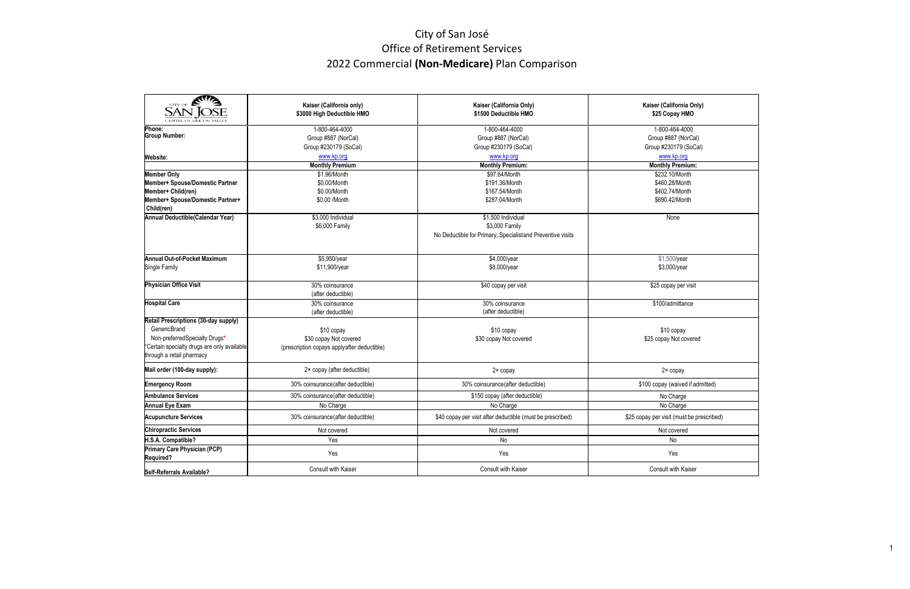# City of San José
## Office of Retirement Services
## 2022 Commercial **(Non-Medicare)** Plan Comparison

| CITY OF SAN JOSE CAPITAL OF SILICON VALLEY | **Kaiser (California only) $3000 High Deductible HMO** | **Kaiser (California Only) $1500 Deductible HMO** | **Kaiser (California Only) $25 Copay HMO** |
|---|---|---|---|
| **Phone:** | 1-800-464-4000 | 1-800-464-4000 | 1-800-464-4000 |
| **Group Number:** | Group #887 (NorCal)<br>Group #230179 (SoCal) | Group #887 (NorCal)<br>Group #230179 (SoCal) | Group #887 (NorCal)<br>Group #230179 (SoCal) |
| **Website:** | www.kp.org | www.kp.org | www.kp.org |
| | **Monthly Premium** | **Monthly Premium:** | **Monthly Premium:** |
| **Member Only** | $1.96/Month | $97.64/Month | $232.10/Month |
| **Member+ Spouse/Domestic Partner** | $0.00/Month | $191.36/Month | $460.28/Month |
| **Member+ Child(ren)** | $0.00/Month | $167.54/Month | $402.74/Month |
| **Member+ Spouse/Domestic Partner+ Child(ren)** | $0.00 /Month | $287.04/Month | $690.42/Month |
| **Annual Deductible(Calendar Year)** | $3,000 Individual<br>$6,000 Family | $1,500 Individual<br>$3,000 Family<br>No Deductible for Primary, Specialistand Preventive visits | None |
| **Annual Out-of-Pocket Maximum**<br>Single Family | $5,950/year<br>$11,900/year | $4,000/year<br>$8,000/year | $1,500/year<br>$3,000/year |
| **Physician Office Visit** | 30% coinsurance<br>(after deductible) | $40 copay per visit | $25 copay per visit |
| **Hospital Care** | 30% coinsurance<br>(after deductible) | 30% coinsurance<br>(after deductible) | $100/admittance |
| **Retail Prescriptions (30-day supply)**<br>GenericBrand<br>Non-preferredSpecialty Drugs*<br>*Certain specialty drugs are only available through a retail pharmacy | $10 copay<br>$30 copay Not covered<br>(prescription copays applyafter deductible) | $10 copay<br>$30 copay Not covered | $10 copay<br>$25 copay Not covered |
| **Mail order (100-day supply):** | 2× copay (after deductible) | 2× copay | 2× copay |
| **Emergency Room** | 30% coinsurance(after deductible) | 30% coinsurance(after deductible) | $100 copay (waived if admitted) |
| **Ambulance Services** | 30% coinsurance(after deductible) | $150 copay (after deductible) | No Charge |
| **Annual Eye Exam** | No Charge | No Charge | No Charge |
| **Acupuncture Services** | 30% coinsurance(after deductible) | $40 copay per visit after deductible (must be prescribed) | $25 copay per visit (must be prescribed) |
| **Chiropractic Services** | Not covered | Not covered | Not covered |
| **H.S.A. Compatible?** | Yes | No | No |
| **Primary Care Physician (PCP) Required?** | Yes | Yes | Yes |
| **Self-Referrals Available?** | Consult with Kaiser | Consult with Kaiser | Consult with Kaiser |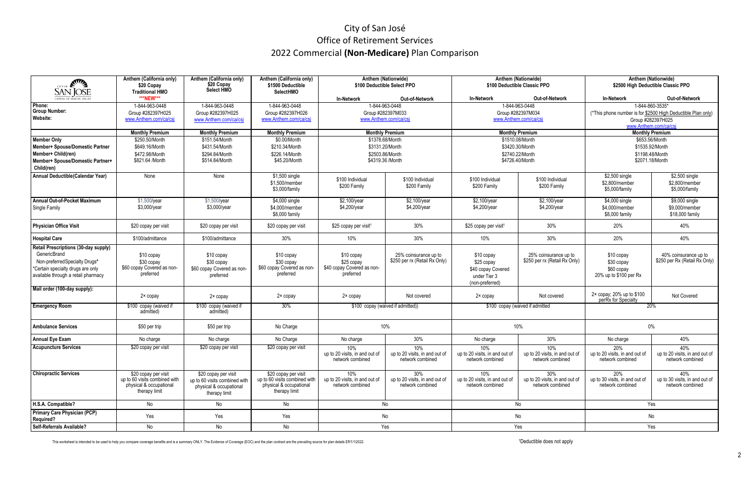# City of San José
## Office of Retirement Services
## 2022 Commercial **(Non-Medicare)** Plan Comparison

| | Anthem (California only) $20 Copay Traditional HMO ***NEW*** | Anthem (California only) $20 Copay Select HMO | Anthem (California only) $1500 Deductible SelectHMO | Anthem (Nationwide) $100 Deductible Select PPO | | Anthem (Nationwide) $100 Deductible Classic PPO | | Anthem (Nationwide) $2500 High Deductible Classic PPO | |
|---|---|---|---|---|---|---|---|---|---|
| | | | | **In-Network** | **Out-of-Network** | **In-Network** | **Out-of-Network** | **In-Network** | **Out-of-Network** |
| **Phone: Group Number: Website:** | 1-844-963-0448 Group #282397H025 www.Anthem.com/ca/csj | 1-844-963-0448 Group #282397H025 www.Anthem.com/ca/csj | 1-844-963-0448 Group #282397H026 www.Anthem.com/ca/csj | 1-844-963-0448 Group #282397M033 www.Anthem.com/ca/csj | | 1-844-963-0448 Group #282397M034 www.Anthem.com/ca/csj | | 1-844-860-3535* (*This phone number is for $2500 High Deductible Plan only) Group #282397H025 www.Anthem.com/ca/csj | |
| | **Monthly Premium** | **Monthly Premium** | **Monthly Premium** | **Monthly Premium** | | **Monthly Premium** | | **Monthly Premium** | |
| **Member Only** | $250.50/Month | $151.54/Month | $0.00/Month | $1378.68/Month | | $1510.08/Month | | $653.56/Month | |
| **Member+ Spouse/Domestic Partner** | $649.16/Month | $431.54/Month | $210.34/Month | $3131.20/Month | | $3420.30/Month | | $1535.92/Month | |
| **Member+ Child(ren)** | $472.98/Month | $294.84/Month | $226.14/Month | $2503.86/Month | | $2740.22/Month | | $1198.48/Month | |
| **Member+ Spouse/Domestic Partner+ Child(ren)** | $821.64 /Month | $514.84/Month | $45.20/Month | $4319.36 /Month | | $4726.40/Month | | $2071.18/Month | |
| **Annual Deductible(Calendar Year)** | None | None | $1,500 single $1,500/member $3,000/family | $100 Individual $200 Family | $100 Individual $200 Family | $100 Individual $200 Family | $100 Individual $200 Family | $2,500 single $2,800/member $5,000/family | $2,500 single $2,800/member $5,000/family |
| **Annual Out-of-Pocket Maximum** Single Family | $1,500/year $3,000/year | $1,500/year $3,000/year | $4,000 single $4,000/member $8,000 family | $2,100/year $4,200/year | $2,100/year $4,200/year | $2,100/year $4,200/year | $2,100/year $4,200/year | $4,000 single $4,000/member $8,000 family | $9,000 single $9,000/member $18,000 family |
| **Physician Office Visit** | $20 copay per visit | $20 copay per visit | $20 copay per visit | $25 copay per visit[1] | 30% | $25 copay per visit[1] | 30% | 20% | 40% |
| **Hospital Care** | $100/admittance | $100/admittance | 30% | 10% | 30% | 10% | 30% | 20% | 40% |
| **Retail Prescriptions (30-day supply)** GenericBrand Non-preferredSpecialty Drugs* *Certain specialty drugs are only available through a retail pharmacy | $10 copay $30 copay $60 copay Covered as non-preferred | $10 copay $30 copay $60 copay Covered as non-preferred | $10 copay $30 copay $60 copay Covered as non-preferred | $10 copay $25 copay $40 copay Covered as non-preferred | 25% coinsurance up to $250 per rx (Retail Rx Only) | $10 copay $25 copay $40 copay Covered under Tier 3 (non-preferred) | 25% coinsurance up to $250 per rx (Retail Rx Only) | $10 copay $30 copay $60 copay 20% up to $100 per Rx | 40% coinsurance up to $250 per Rx (Retail Rx Only) |
| **Mail order (100-day supply):** | 2× copay | 2× copay | 2× copay | 2× copay | Not covered | 2× copay | Not covered | 2× copay; 20% up to $100 perRx for Specialty | Not Covered |
| **Emergency Room** | $100 copay (waived if admitted) | $100 copay (waived if admitted) | 30% | $100 copay (waived if admitted)) | | $100 copay (waived if admitted | | 20% | |
| **Ambulance Services** | $50 per trip | $50 per trip | No Charge | 10% | | 10% | | 0% | |
| **Annual Eye Exam** | No charge | No charge | No Charge | No charge | 30% | No charge | 30% | No charge | 40% |
| **Acupuncture Services** | $20 copay per visit | $20 copay per visit | $20 copay per visit | 10% up to 20 visits, in and out of network combined | 10% up to 20 visits, in and out of network combined | 10% up to 20 visits, in and out of network combined | 10% up to 20 visits, in and out of network combined | 20% up to 20 visits, in and out of network combined | 40% up to 20 visits, in and out of network combined |
| **Chiropractic Services** | $20 copay per visit up to 60 visits combined with physical & occupational therapy limit | $20 copay per visit up to 60 visits combined with physical & occupational therapy limit | $20 copay per visit up to 60 visits combined with physical & occupational therapy limit | 10% up to 20 visits, in and out of network combined | 30% up to 20 visits, in and out of network combined | 10% up to 20 visits, in and out of network combined | 30% up to 20 visits, in and out of network combined | 20% up to 30 visits, in and out of network combined | 40% up to 30 visits, in and out of network combined |
| **H.S.A. Compatible?** | No | No | No | No | | No | | Yes | |
| **Primary Care Physician (PCP) Required?** | Yes | Yes | Yes | No | | No | | No | |
| **Self-Referrals Available?** | No | No | No | Yes | | Yes | | Yes | |

This worksheet is intended to be used to help you compare coverage benefits and is a summary ONLY. The Evidence of Coverage (EOC) and the plan contract are the prevailing source for plan details Eff/1/1/2022.

[1]Deductible does not apply